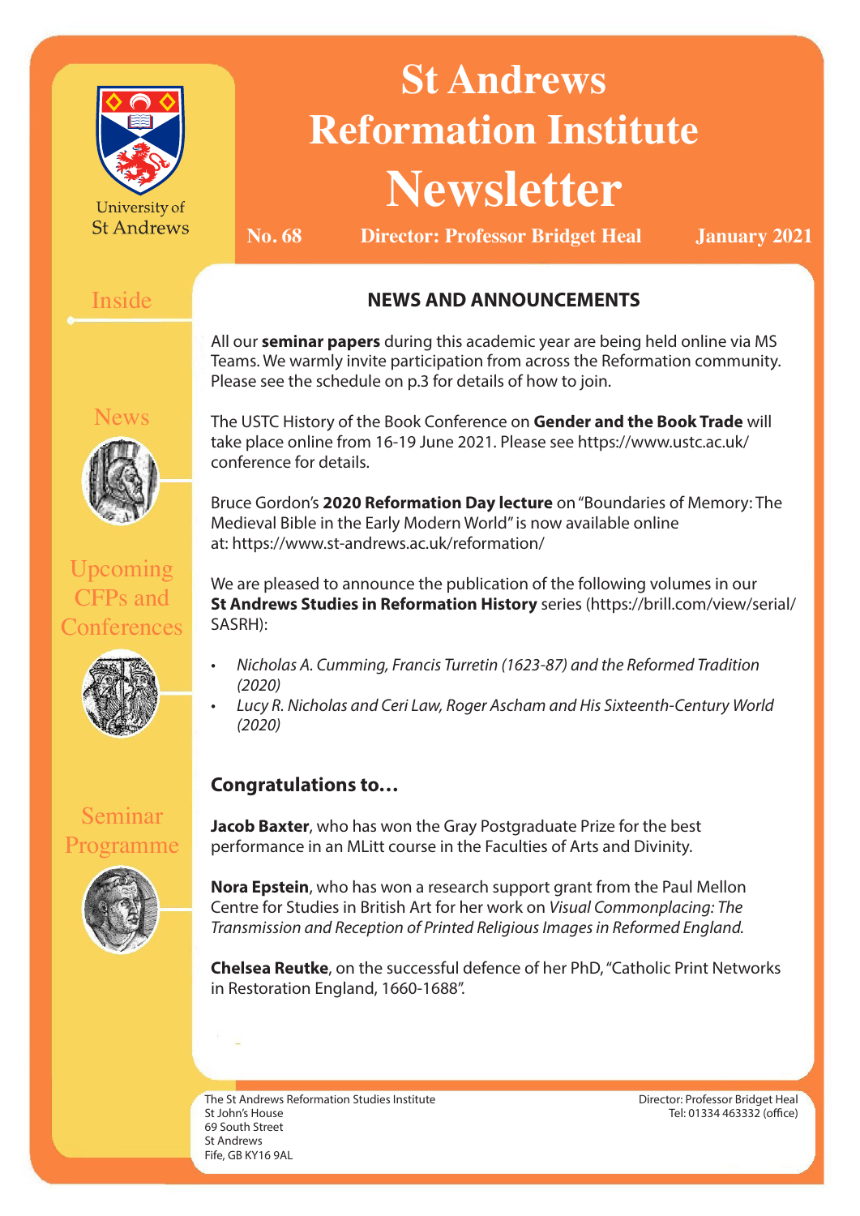University of St Andrews

# St Andrews Reformation Institute Newsletter

**No. 68** **Director: Professor Bridget Heal** **January 2021**

Inside

News

Upcoming CFPs and Conferences

Seminar Programme

## NEWS AND ANNOUNCEMENTS

All our **seminar papers** during this academic year are being held online via MS Teams. We warmly invite participation from across the Reformation community. Please see the schedule on p.3 for details of how to join.

The USTC History of the Book Conference on **Gender and the Book Trade** will take place online from 16-19 June 2021. Please see https://www.ustc.ac.uk/conference for details.

Bruce Gordon's **2020 Reformation Day lecture** on "Boundaries of Memory: The Medieval Bible in the Early Modern World" is now available online at: https://www.st-andrews.ac.uk/reformation/

We are pleased to announce the publication of the following volumes in our **St Andrews Studies in Reformation History** series (https://brill.com/view/serial/SASRH):

- *Nicholas A. Cumming, Francis Turretin (1623-87) and the Reformed Tradition (2020)*
- *Lucy R. Nicholas and Ceri Law, Roger Ascham and His Sixteenth-Century World (2020)*

### Congratulations to…

**Jacob Baxter**, who has won the Gray Postgraduate Prize for the best performance in an MLitt course in the Faculties of Arts and Divinity.

**Nora Epstein**, who has won a research support grant from the Paul Mellon Centre for Studies in British Art for her work on *Visual Commonplacing: The Transmission and Reception of Printed Religious Images in Reformed England*.

**Chelsea Reutke**, on the successful defence of her PhD, "Catholic Print Networks in Restoration England, 1660-1688".

The St Andrews Reformation Studies Institute
St John's House
69 South Street
St Andrews
Fife, GB KY16 9AL

Director: Professor Bridget Heal
Tel: 01334 463332 (office)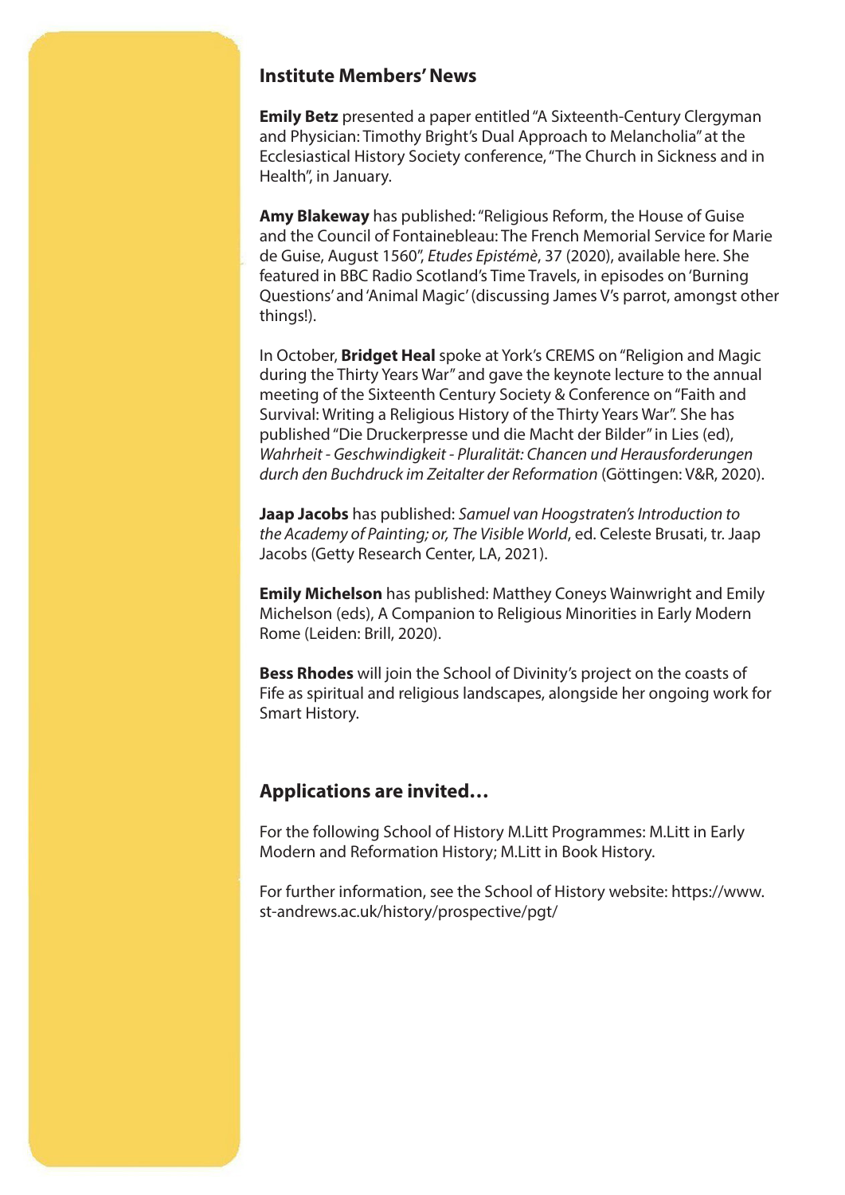## Institute Members' News

**Emily Betz** presented a paper entitled "A Sixteenth-Century Clergyman and Physician: Timothy Bright's Dual Approach to Melancholia" at the Ecclesiastical History Society conference, "The Church in Sickness and in Health", in January.

**Amy Blakeway** has published: "Religious Reform, the House of Guise and the Council of Fontainebleau: The French Memorial Service for Marie de Guise, August 1560", *Etudes Epistémè*, 37 (2020), available here. She featured in BBC Radio Scotland's Time Travels, in episodes on 'Burning Questions' and 'Animal Magic' (discussing James V's parrot, amongst other things!).

In October, **Bridget Heal** spoke at York's CREMS on "Religion and Magic during the Thirty Years War" and gave the keynote lecture to the annual meeting of the Sixteenth Century Society & Conference on "Faith and Survival: Writing a Religious History of the Thirty Years War". She has published "Die Druckerpresse und die Macht der Bilder" in Lies (ed), *Wahrheit - Geschwindigkeit - Pluralität: Chancen und Herausforderungen durch den Buchdruck im Zeitalter der Reformation* (Göttingen: V&R, 2020).

**Jaap Jacobs** has published: *Samuel van Hoogstraten's Introduction to the Academy of Painting; or, The Visible World*, ed. Celeste Brusati, tr. Jaap Jacobs (Getty Research Center, LA, 2021).

**Emily Michelson** has published: Matthey Coneys Wainwright and Emily Michelson (eds), A Companion to Religious Minorities in Early Modern Rome (Leiden: Brill, 2020).

**Bess Rhodes** will join the School of Divinity's project on the coasts of Fife as spiritual and religious landscapes, alongside her ongoing work for Smart History.

## Applications are invited…

For the following School of History M.Litt Programmes: M.Litt in Early Modern and Reformation History; M.Litt in Book History.

For further information, see the School of History website: https://www.st-andrews.ac.uk/history/prospective/pgt/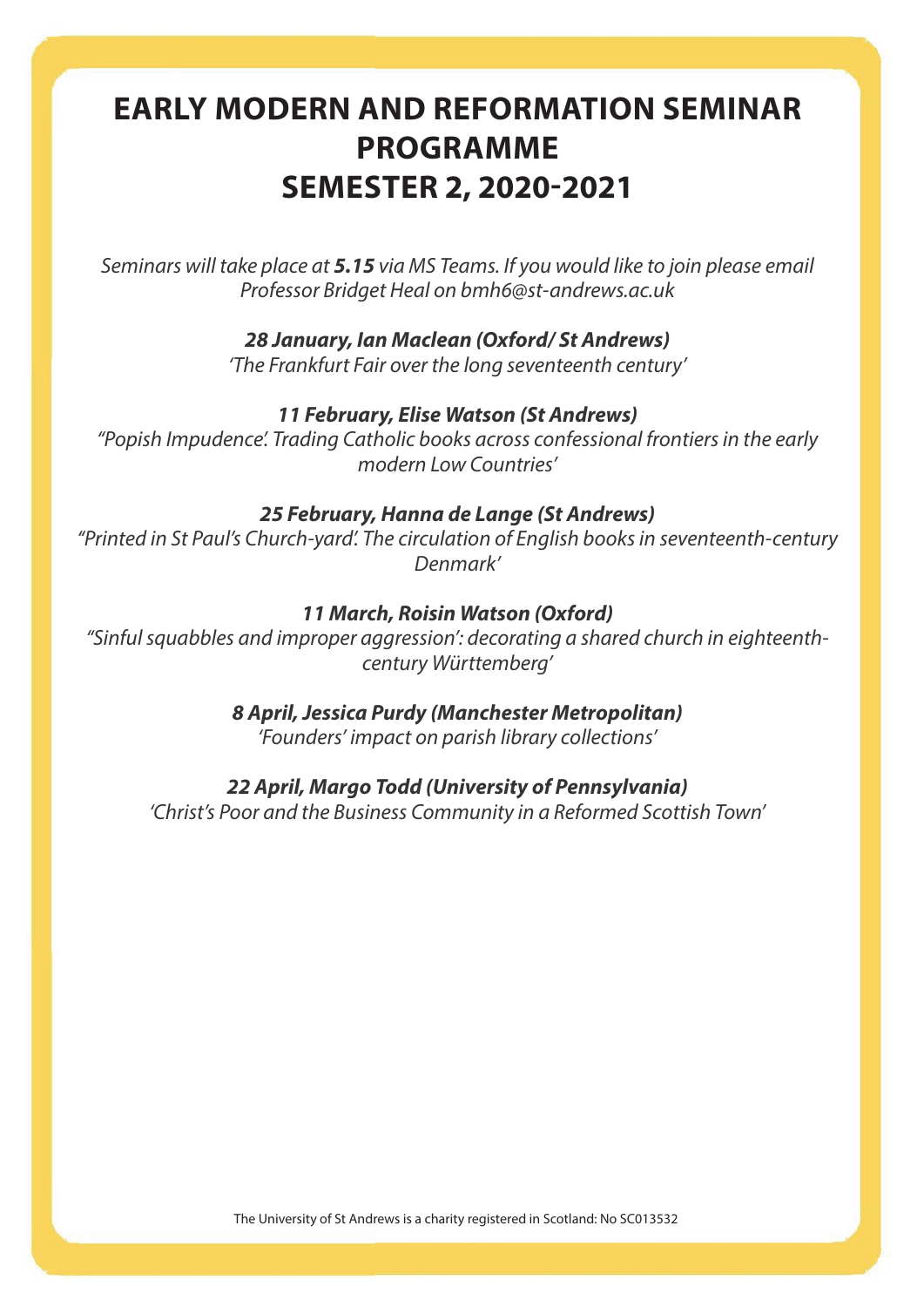# EARLY MODERN AND REFORMATION SEMINAR PROGRAMME SEMESTER 2, 2020-2021

*Seminars will take place at **5.15** via MS Teams. If you would like to join please email Professor Bridget Heal on bmh6@st-andrews.ac.uk*

***28 January, Ian Maclean (Oxford/ St Andrews)***
*'The Frankfurt Fair over the long seventeenth century'*

***11 February, Elise Watson (St Andrews)***
*"Popish Impudence'. Trading Catholic books across confessional frontiers in the early modern Low Countries'*

***25 February, Hanna de Lange (St Andrews)***
*"Printed in St Paul's Church-yard'. The circulation of English books in seventeenth-century Denmark'*

***11 March, Roisin Watson (Oxford)***
*"Sinful squabbles and improper aggression': decorating a shared church in eighteenth-century Württemberg'*

***8 April, Jessica Purdy (Manchester Metropolitan)***
*'Founders' impact on parish library collections'*

***22 April, Margo Todd (University of Pennsylvania)***
*'Christ's Poor and the Business Community in a Reformed Scottish Town'*

The University of St Andrews is a charity registered in Scotland: No SC013532